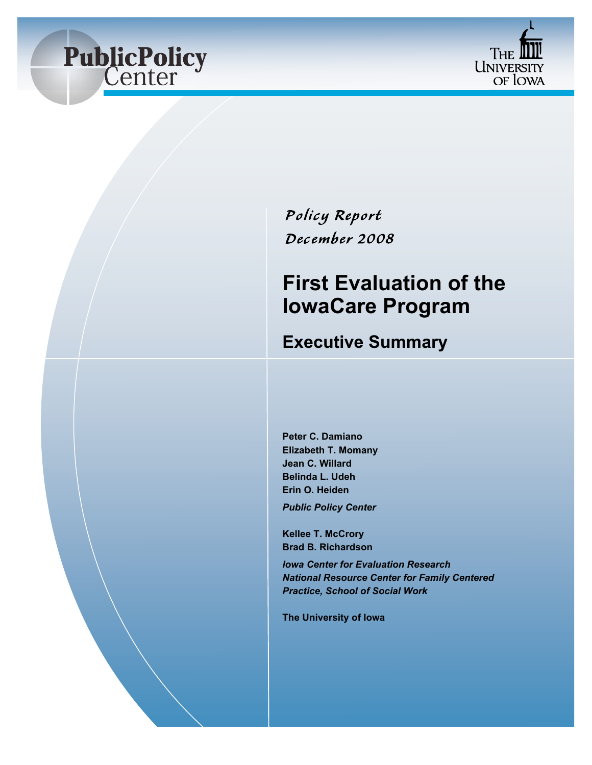Public Policy Center

The University of Iowa

*Policy Report*

*December 2008*

# First Evaluation of the IowaCare Program

## Executive Summary

**Peter C. Damiano**
**Elizabeth T. Momany**
**Jean C. Willard**
**Belinda L. Udeh**
**Erin O. Heiden**

***Public Policy Center***

**Kellee T. McCrory**
**Brad B. Richardson**

***Iowa Center for Evaluation Research***
***National Resource Center for Family Centered Practice, School of Social Work***

**The University of Iowa**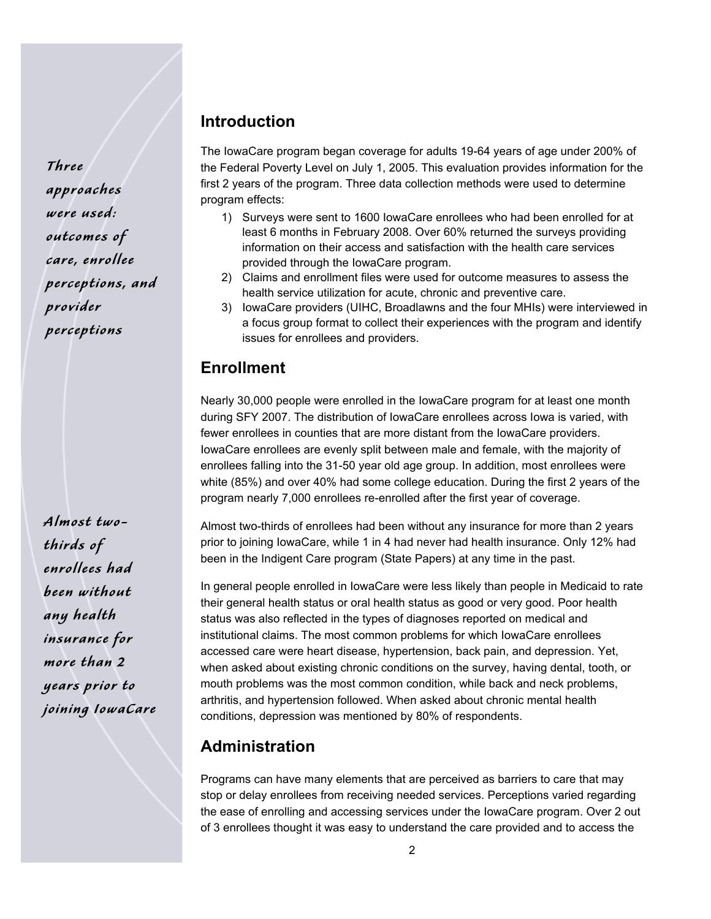*Three approaches were used: outcomes of care, enrollee perceptions, and provider perceptions*

## Introduction

The IowaCare program began coverage for adults 19-64 years of age under 200% of the Federal Poverty Level on July 1, 2005. This evaluation provides information for the first 2 years of the program. Three data collection methods were used to determine program effects:

1) Surveys were sent to 1600 IowaCare enrollees who had been enrolled for at least 6 months in February 2008. Over 60% returned the surveys providing information on their access and satisfaction with the health care services provided through the IowaCare program.
2) Claims and enrollment files were used for outcome measures to assess the health service utilization for acute, chronic and preventive care.
3) IowaCare providers (UIHC, Broadlawns and the four MHIs) were interviewed in a focus group format to collect their experiences with the program and identify issues for enrollees and providers.

## Enrollment

Nearly 30,000 people were enrolled in the IowaCare program for at least one month during SFY 2007. The distribution of IowaCare enrollees across Iowa is varied, with fewer enrollees in counties that are more distant from the IowaCare providers. IowaCare enrollees are evenly split between male and female, with the majority of enrollees falling into the 31-50 year old age group. In addition, most enrollees were white (85%) and over 40% had some college education. During the first 2 years of the program nearly 7,000 enrollees re-enrolled after the first year of coverage.

*Almost two-thirds of enrollees had been without any health insurance for more than 2 years prior to joining IowaCare*

Almost two-thirds of enrollees had been without any insurance for more than 2 years prior to joining IowaCare, while 1 in 4 had never had health insurance. Only 12% had been in the Indigent Care program (State Papers) at any time in the past.

In general people enrolled in IowaCare were less likely than people in Medicaid to rate their general health status or oral health status as good or very good. Poor health status was also reflected in the types of diagnoses reported on medical and institutional claims. The most common problems for which IowaCare enrollees accessed care were heart disease, hypertension, back pain, and depression. Yet, when asked about existing chronic conditions on the survey, having dental, tooth, or mouth problems was the most common condition, while back and neck problems, arthritis, and hypertension followed. When asked about chronic mental health conditions, depression was mentioned by 80% of respondents.

## Administration

Programs can have many elements that are perceived as barriers to care that may stop or delay enrollees from receiving needed services. Perceptions varied regarding the ease of enrolling and accessing services under the IowaCare program. Over 2 out of 3 enrollees thought it was easy to understand the care provided and to access the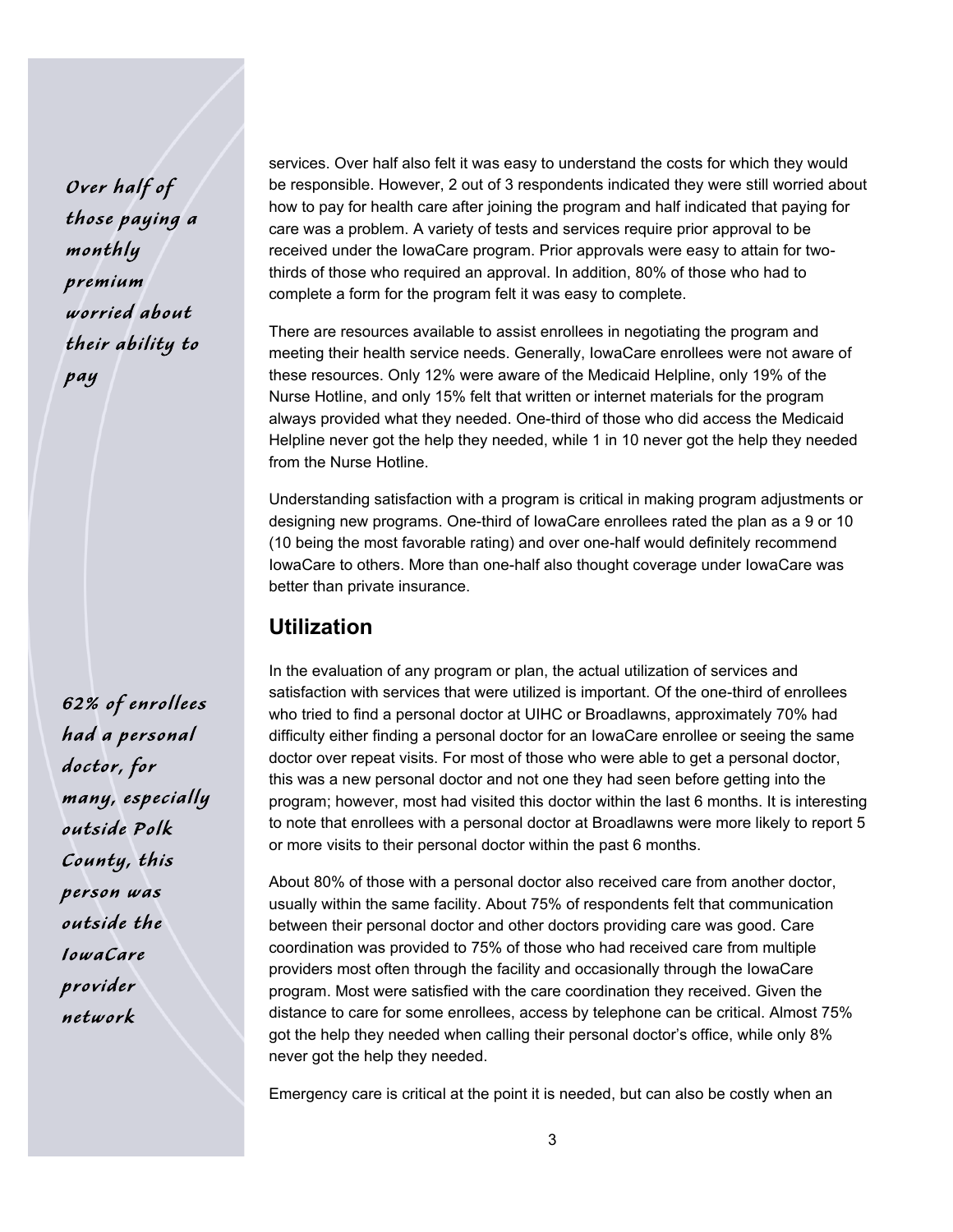*Over half of those paying a monthly premium worried about their ability to pay*

services. Over half also felt it was easy to understand the costs for which they would be responsible. However, 2 out of 3 respondents indicated they were still worried about how to pay for health care after joining the program and half indicated that paying for care was a problem. A variety of tests and services require prior approval to be received under the IowaCare program. Prior approvals were easy to attain for two-thirds of those who required an approval. In addition, 80% of those who had to complete a form for the program felt it was easy to complete.

There are resources available to assist enrollees in negotiating the program and meeting their health service needs. Generally, IowaCare enrollees were not aware of these resources. Only 12% were aware of the Medicaid Helpline, only 19% of the Nurse Hotline, and only 15% felt that written or internet materials for the program always provided what they needed. One-third of those who did access the Medicaid Helpline never got the help they needed, while 1 in 10 never got the help they needed from the Nurse Hotline.

Understanding satisfaction with a program is critical in making program adjustments or designing new programs. One-third of IowaCare enrollees rated the plan as a 9 or 10 (10 being the most favorable rating) and over one-half would definitely recommend IowaCare to others. More than one-half also thought coverage under IowaCare was better than private insurance.

## Utilization

*62% of enrollees had a personal doctor, for many, especially outside Polk County, this person was outside the IowaCare provider network*

In the evaluation of any program or plan, the actual utilization of services and satisfaction with services that were utilized is important. Of the one-third of enrollees who tried to find a personal doctor at UIHC or Broadlawns, approximately 70% had difficulty either finding a personal doctor for an IowaCare enrollee or seeing the same doctor over repeat visits. For most of those who were able to get a personal doctor, this was a new personal doctor and not one they had seen before getting into the program; however, most had visited this doctor within the last 6 months. It is interesting to note that enrollees with a personal doctor at Broadlawns were more likely to report 5 or more visits to their personal doctor within the past 6 months.

About 80% of those with a personal doctor also received care from another doctor, usually within the same facility. About 75% of respondents felt that communication between their personal doctor and other doctors providing care was good. Care coordination was provided to 75% of those who had received care from multiple providers most often through the facility and occasionally through the IowaCare program. Most were satisfied with the care coordination they received. Given the distance to care for some enrollees, access by telephone can be critical. Almost 75% got the help they needed when calling their personal doctor's office, while only 8% never got the help they needed.

Emergency care is critical at the point it is needed, but can also be costly when an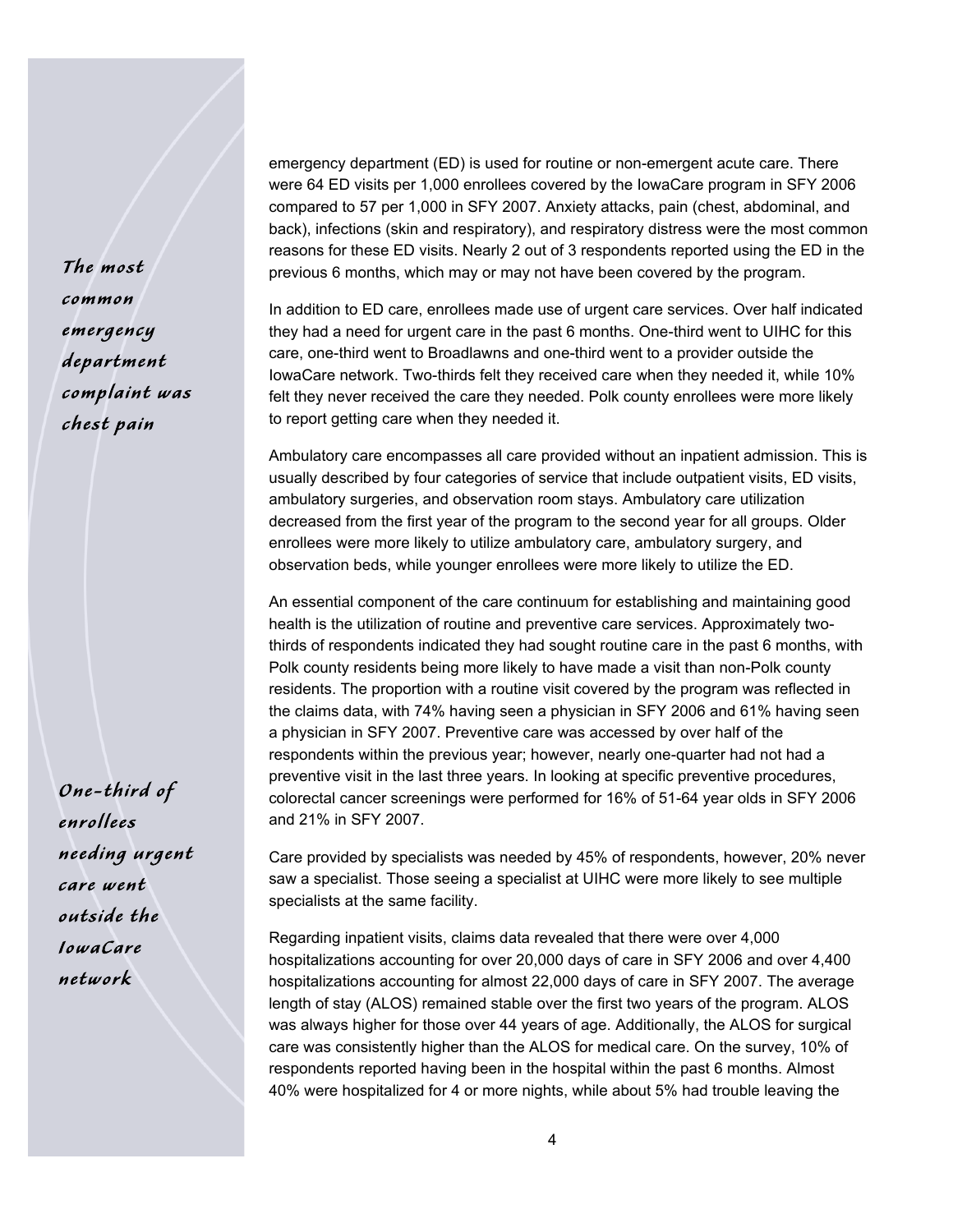emergency department (ED) is used for routine or non-emergent acute care. There were 64 ED visits per 1,000 enrollees covered by the IowaCare program in SFY 2006 compared to 57 per 1,000 in SFY 2007. Anxiety attacks, pain (chest, abdominal, and back), infections (skin and respiratory), and respiratory distress were the most common reasons for these ED visits. Nearly 2 out of 3 respondents reported using the ED in the previous 6 months, which may or may not have been covered by the program.

*The most common emergency department complaint was chest pain*

In addition to ED care, enrollees made use of urgent care services. Over half indicated they had a need for urgent care in the past 6 months. One-third went to UIHC for this care, one-third went to Broadlawns and one-third went to a provider outside the IowaCare network. Two-thirds felt they received care when they needed it, while 10% felt they never received the care they needed. Polk county enrollees were more likely to report getting care when they needed it.

Ambulatory care encompasses all care provided without an inpatient admission. This is usually described by four categories of service that include outpatient visits, ED visits, ambulatory surgeries, and observation room stays. Ambulatory care utilization decreased from the first year of the program to the second year for all groups. Older enrollees were more likely to utilize ambulatory care, ambulatory surgery, and observation beds, while younger enrollees were more likely to utilize the ED.

An essential component of the care continuum for establishing and maintaining good health is the utilization of routine and preventive care services. Approximately two-thirds of respondents indicated they had sought routine care in the past 6 months, with Polk county residents being more likely to have made a visit than non-Polk county residents. The proportion with a routine visit covered by the program was reflected in the claims data, with 74% having seen a physician in SFY 2006 and 61% having seen a physician in SFY 2007. Preventive care was accessed by over half of the respondents within the previous year; however, nearly one-quarter had not had a preventive visit in the last three years. In looking at specific preventive procedures, colorectal cancer screenings were performed for 16% of 51-64 year olds in SFY 2006 and 21% in SFY 2007.

*One-third of enrollees needing urgent care went outside the IowaCare network*

Care provided by specialists was needed by 45% of respondents, however, 20% never saw a specialist. Those seeing a specialist at UIHC were more likely to see multiple specialists at the same facility.

Regarding inpatient visits, claims data revealed that there were over 4,000 hospitalizations accounting for over 20,000 days of care in SFY 2006 and over 4,400 hospitalizations accounting for almost 22,000 days of care in SFY 2007. The average length of stay (ALOS) remained stable over the first two years of the program. ALOS was always higher for those over 44 years of age. Additionally, the ALOS for surgical care was consistently higher than the ALOS for medical care. On the survey, 10% of respondents reported having been in the hospital within the past 6 months. Almost 40% were hospitalized for 4 or more nights, while about 5% had trouble leaving the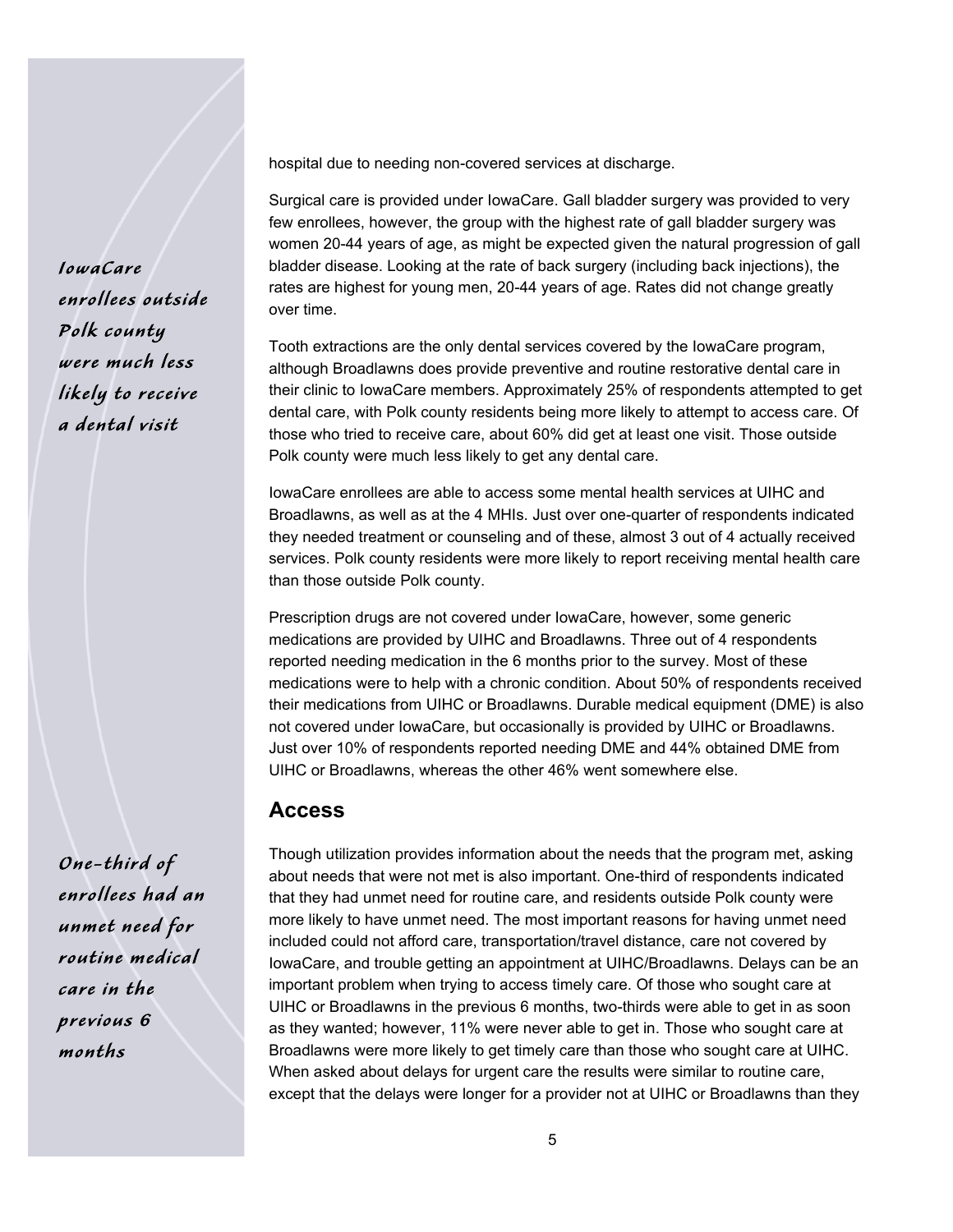*IowaCare enrollees outside Polk county were much less likely to receive a dental visit*

*One-third of enrollees had an unmet need for routine medical care in the previous 6 months*

hospital due to needing non-covered services at discharge.

Surgical care is provided under IowaCare. Gall bladder surgery was provided to very few enrollees, however, the group with the highest rate of gall bladder surgery was women 20-44 years of age, as might be expected given the natural progression of gall bladder disease. Looking at the rate of back surgery (including back injections), the rates are highest for young men, 20-44 years of age. Rates did not change greatly over time.

Tooth extractions are the only dental services covered by the IowaCare program, although Broadlawns does provide preventive and routine restorative dental care in their clinic to IowaCare members. Approximately 25% of respondents attempted to get dental care, with Polk county residents being more likely to attempt to access care. Of those who tried to receive care, about 60% did get at least one visit. Those outside Polk county were much less likely to get any dental care.

IowaCare enrollees are able to access some mental health services at UIHC and Broadlawns, as well as at the 4 MHIs. Just over one-quarter of respondents indicated they needed treatment or counseling and of these, almost 3 out of 4 actually received services. Polk county residents were more likely to report receiving mental health care than those outside Polk county.

Prescription drugs are not covered under IowaCare, however, some generic medications are provided by UIHC and Broadlawns. Three out of 4 respondents reported needing medication in the 6 months prior to the survey. Most of these medications were to help with a chronic condition. About 50% of respondents received their medications from UIHC or Broadlawns. Durable medical equipment (DME) is also not covered under IowaCare, but occasionally is provided by UIHC or Broadlawns. Just over 10% of respondents reported needing DME and 44% obtained DME from UIHC or Broadlawns, whereas the other 46% went somewhere else.

## Access

Though utilization provides information about the needs that the program met, asking about needs that were not met is also important. One-third of respondents indicated that they had unmet need for routine care, and residents outside Polk county were more likely to have unmet need. The most important reasons for having unmet need included could not afford care, transportation/travel distance, care not covered by IowaCare, and trouble getting an appointment at UIHC/Broadlawns. Delays can be an important problem when trying to access timely care. Of those who sought care at UIHC or Broadlawns in the previous 6 months, two-thirds were able to get in as soon as they wanted; however, 11% were never able to get in. Those who sought care at Broadlawns were more likely to get timely care than those who sought care at UIHC. When asked about delays for urgent care the results were similar to routine care, except that the delays were longer for a provider not at UIHC or Broadlawns than they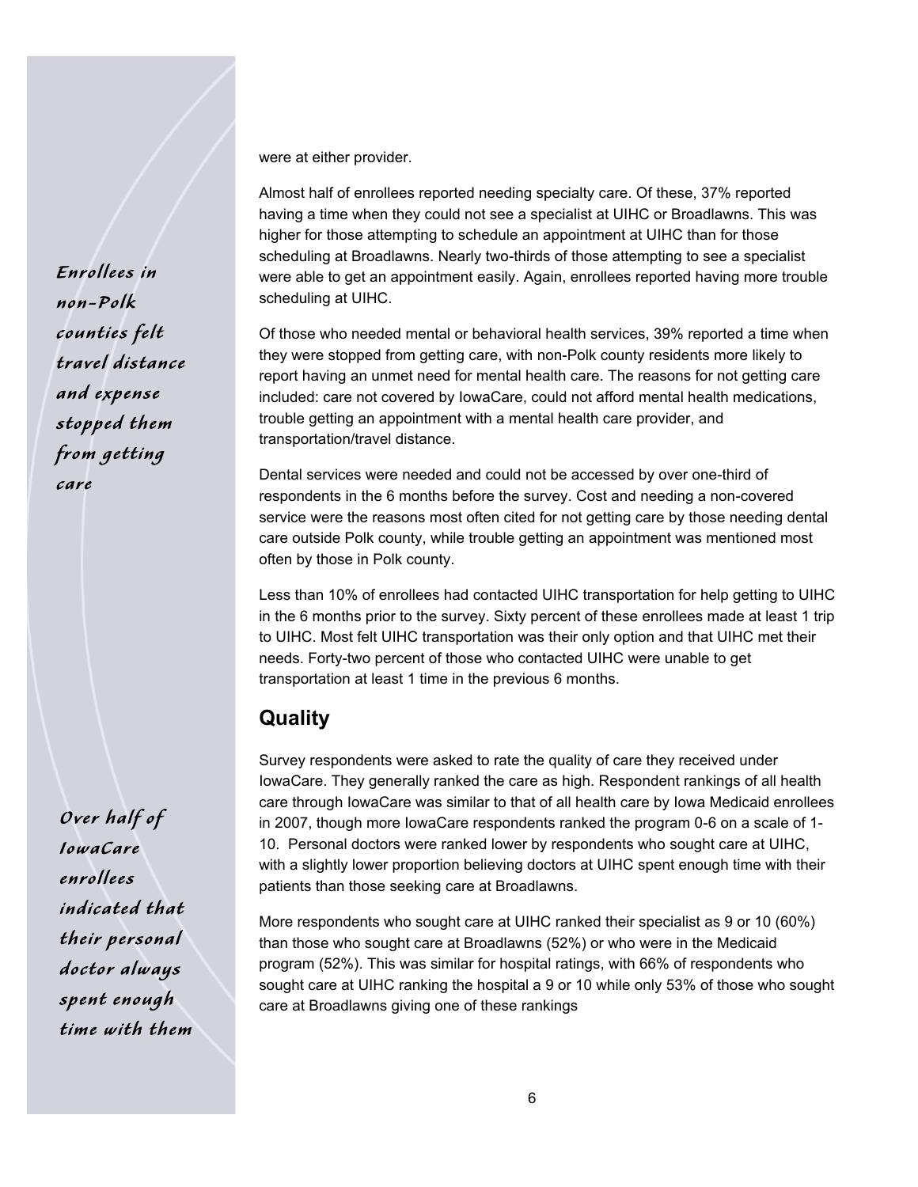were at either provider.

Almost half of enrollees reported needing specialty care. Of these, 37% reported having a time when they could not see a specialist at UIHC or Broadlawns. This was higher for those attempting to schedule an appointment at UIHC than for those scheduling at Broadlawns. Nearly two-thirds of those attempting to see a specialist were able to get an appointment easily. Again, enrollees reported having more trouble scheduling at UIHC.

*Enrollees in non-Polk counties felt travel distance and expense stopped them from getting care*

Of those who needed mental or behavioral health services, 39% reported a time when they were stopped from getting care, with non-Polk county residents more likely to report having an unmet need for mental health care. The reasons for not getting care included: care not covered by IowaCare, could not afford mental health medications, trouble getting an appointment with a mental health care provider, and transportation/travel distance.

Dental services were needed and could not be accessed by over one-third of respondents in the 6 months before the survey. Cost and needing a non-covered service were the reasons most often cited for not getting care by those needing dental care outside Polk county, while trouble getting an appointment was mentioned most often by those in Polk county.

Less than 10% of enrollees had contacted UIHC transportation for help getting to UIHC in the 6 months prior to the survey. Sixty percent of these enrollees made at least 1 trip to UIHC. Most felt UIHC transportation was their only option and that UIHC met their needs. Forty-two percent of those who contacted UIHC were unable to get transportation at least 1 time in the previous 6 months.

## Quality

Survey respondents were asked to rate the quality of care they received under IowaCare. They generally ranked the care as high. Respondent rankings of all health care through IowaCare was similar to that of all health care by Iowa Medicaid enrollees in 2007, though more IowaCare respondents ranked the program 0-6 on a scale of 1-10. Personal doctors were ranked lower by respondents who sought care at UIHC, with a slightly lower proportion believing doctors at UIHC spent enough time with their patients than those seeking care at Broadlawns.

*Over half of IowaCare enrollees indicated that their personal doctor always spent enough time with them*

More respondents who sought care at UIHC ranked their specialist as 9 or 10 (60%) than those who sought care at Broadlawns (52%) or who were in the Medicaid program (52%). This was similar for hospital ratings, with 66% of respondents who sought care at UIHC ranking the hospital a 9 or 10 while only 53% of those who sought care at Broadlawns giving one of these rankings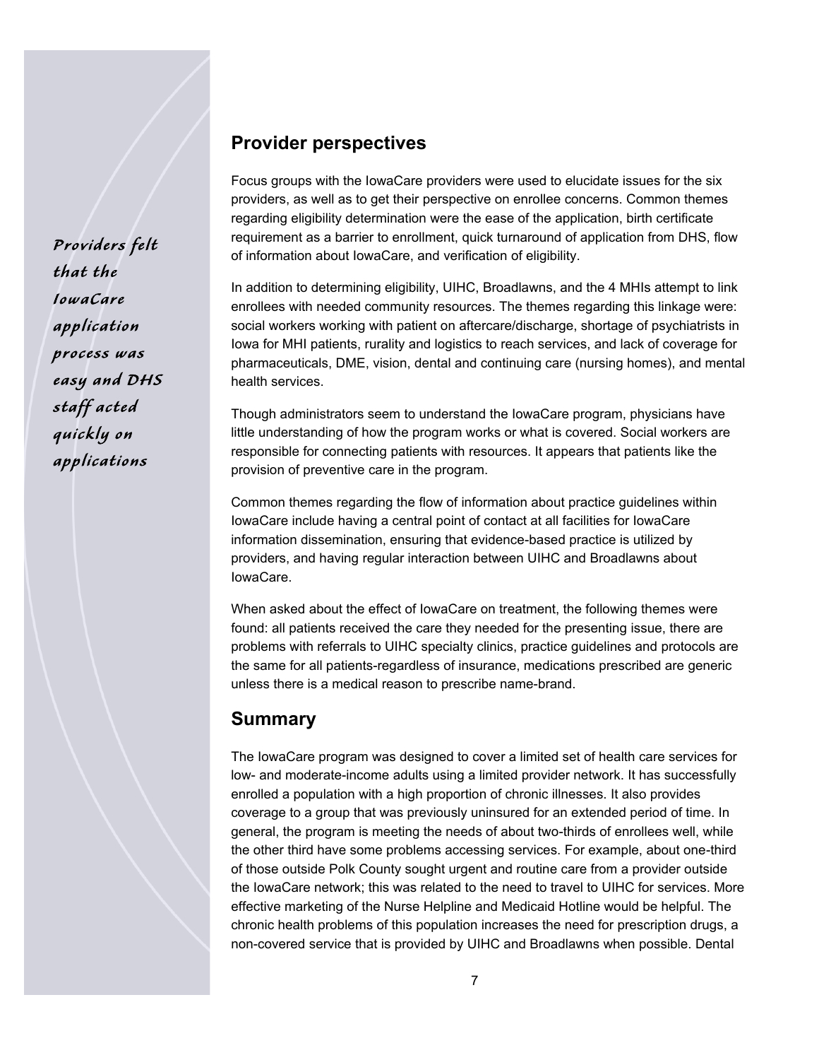*Providers felt that the IowaCare application process was easy and DHS staff acted quickly on applications*

## Provider perspectives

Focus groups with the IowaCare providers were used to elucidate issues for the six providers, as well as to get their perspective on enrollee concerns. Common themes regarding eligibility determination were the ease of the application, birth certificate requirement as a barrier to enrollment, quick turnaround of application from DHS, flow of information about IowaCare, and verification of eligibility.

In addition to determining eligibility, UIHC, Broadlawns, and the 4 MHIs attempt to link enrollees with needed community resources. The themes regarding this linkage were: social workers working with patient on aftercare/discharge, shortage of psychiatrists in Iowa for MHI patients, rurality and logistics to reach services, and lack of coverage for pharmaceuticals, DME, vision, dental and continuing care (nursing homes), and mental health services.

Though administrators seem to understand the IowaCare program, physicians have little understanding of how the program works or what is covered. Social workers are responsible for connecting patients with resources. It appears that patients like the provision of preventive care in the program.

Common themes regarding the flow of information about practice guidelines within IowaCare include having a central point of contact at all facilities for IowaCare information dissemination, ensuring that evidence-based practice is utilized by providers, and having regular interaction between UIHC and Broadlawns about IowaCare.

When asked about the effect of IowaCare on treatment, the following themes were found: all patients received the care they needed for the presenting issue, there are problems with referrals to UIHC specialty clinics, practice guidelines and protocols are the same for all patients-regardless of insurance, medications prescribed are generic unless there is a medical reason to prescribe name-brand.

## Summary

The IowaCare program was designed to cover a limited set of health care services for low- and moderate-income adults using a limited provider network. It has successfully enrolled a population with a high proportion of chronic illnesses. It also provides coverage to a group that was previously uninsured for an extended period of time. In general, the program is meeting the needs of about two-thirds of enrollees well, while the other third have some problems accessing services. For example, about one-third of those outside Polk County sought urgent and routine care from a provider outside the IowaCare network; this was related to the need to travel to UIHC for services. More effective marketing of the Nurse Helpline and Medicaid Hotline would be helpful. The chronic health problems of this population increases the need for prescription drugs, a non-covered service that is provided by UIHC and Broadlawns when possible. Dental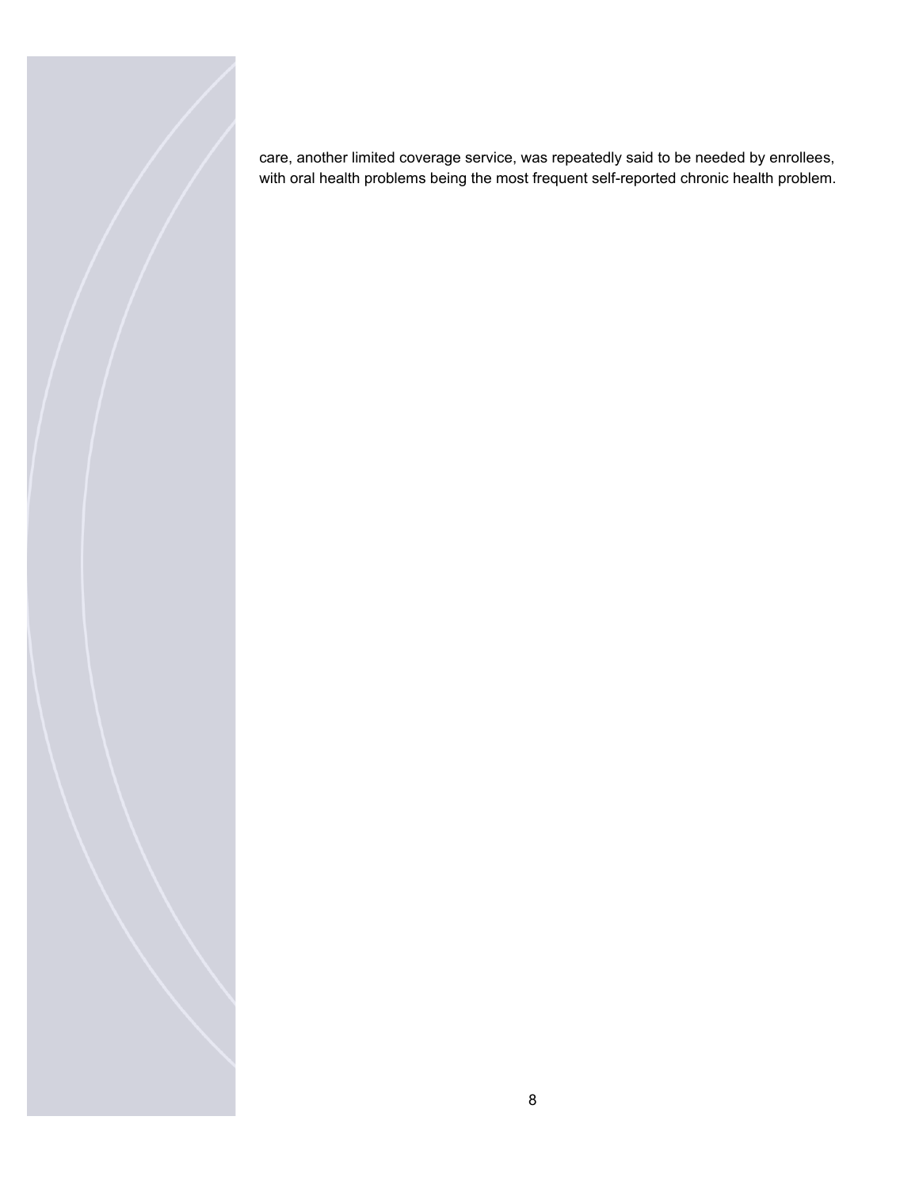care, another limited coverage service, was repeatedly said to be needed by enrollees, with oral health problems being the most frequent self-reported chronic health problem.